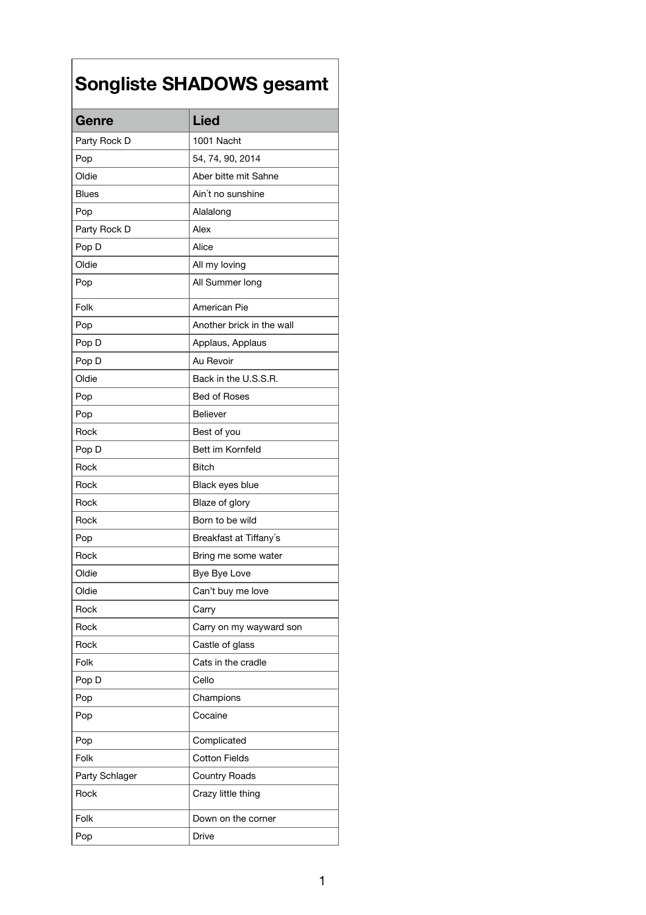# Songliste SHADOWS gesamt

| Genre | Lied |
|---|---|
| Party Rock D | 1001 Nacht |
| Pop | 54, 74, 90, 2014 |
| Oldie | Aber bitte mit Sahne |
| Blues | Ain´t no sunshine |
| Pop | Alalalong |
| Party Rock D | Alex |
| Pop D | Alice |
| Oldie | All my loving |
| Pop | All Summer long |
| Folk | American Pie |
| Pop | Another brick in the wall |
| Pop D | Applaus, Applaus |
| Pop D | Au Revoir |
| Oldie | Back in the U.S.S.R. |
| Pop | Bed of Roses |
| Pop | Believer |
| Rock | Best of you |
| Pop D | Bett im Kornfeld |
| Rock | Bitch |
| Rock | Black eyes blue |
| Rock | Blaze of glory |
| Rock | Born to be wild |
| Pop | Breakfast at Tiffany´s |
| Rock | Bring me some water |
| Oldie | Bye Bye Love |
| Oldie | Can't buy me love |
| Rock | Carry |
| Rock | Carry on my wayward son |
| Rock | Castle of glass |
| Folk | Cats in the cradle |
| Pop D | Cello |
| Pop | Champions |
| Pop | Cocaine |
| Pop | Complicated |
| Folk | Cotton Fields |
| Party Schlager | Country Roads |
| Rock | Crazy little thing |
| Folk | Down on the corner |
| Pop | Drive |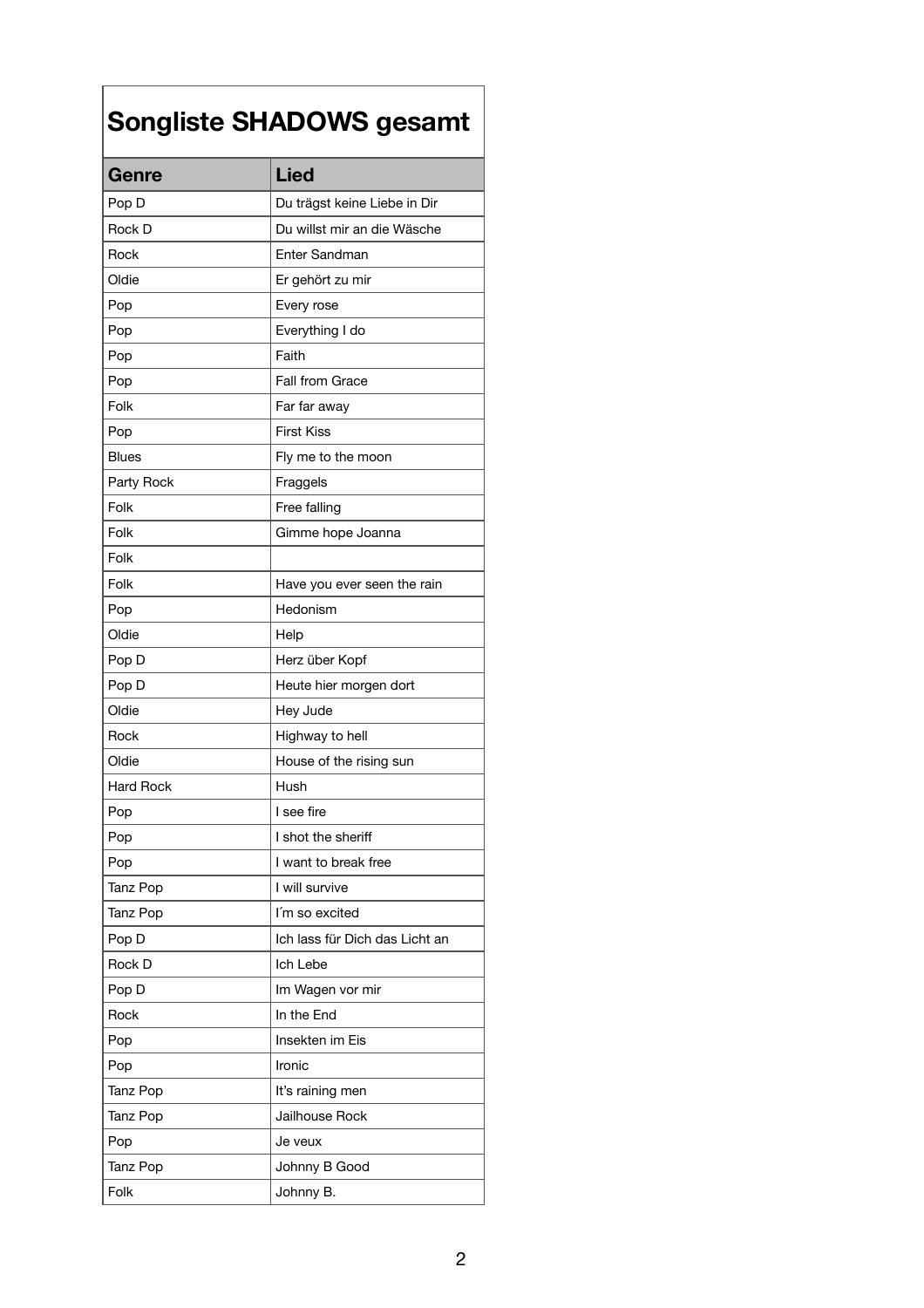# Songliste SHADOWS gesamt

| Genre | Lied |
|---|---|
| Pop D | Du trägst keine Liebe in Dir |
| Rock D | Du willst mir an die Wäsche |
| Rock | Enter Sandman |
| Oldie | Er gehört zu mir |
| Pop | Every rose |
| Pop | Everything I do |
| Pop | Faith |
| Pop | Fall from Grace |
| Folk | Far far away |
| Pop | First Kiss |
| Blues | Fly me to the moon |
| Party Rock | Fraggels |
| Folk | Free falling |
| Folk | Gimme hope Joanna |
| Folk | |
| Folk | Have you ever seen the rain |
| Pop | Hedonism |
| Oldie | Help |
| Pop D | Herz über Kopf |
| Pop D | Heute hier morgen dort |
| Oldie | Hey Jude |
| Rock | Highway to hell |
| Oldie | House of the rising sun |
| Hard Rock | Hush |
| Pop | I see fire |
| Pop | I shot the sheriff |
| Pop | I want to break free |
| Tanz Pop | I will survive |
| Tanz Pop | I´m so excited |
| Pop D | Ich lass für Dich das Licht an |
| Rock D | Ich Lebe |
| Pop D | Im Wagen vor mir |
| Rock | In the End |
| Pop | Insekten im Eis |
| Pop | Ironic |
| Tanz Pop | It's raining men |
| Tanz Pop | Jailhouse Rock |
| Pop | Je veux |
| Tanz Pop | Johnny B Good |
| Folk | Johnny B. |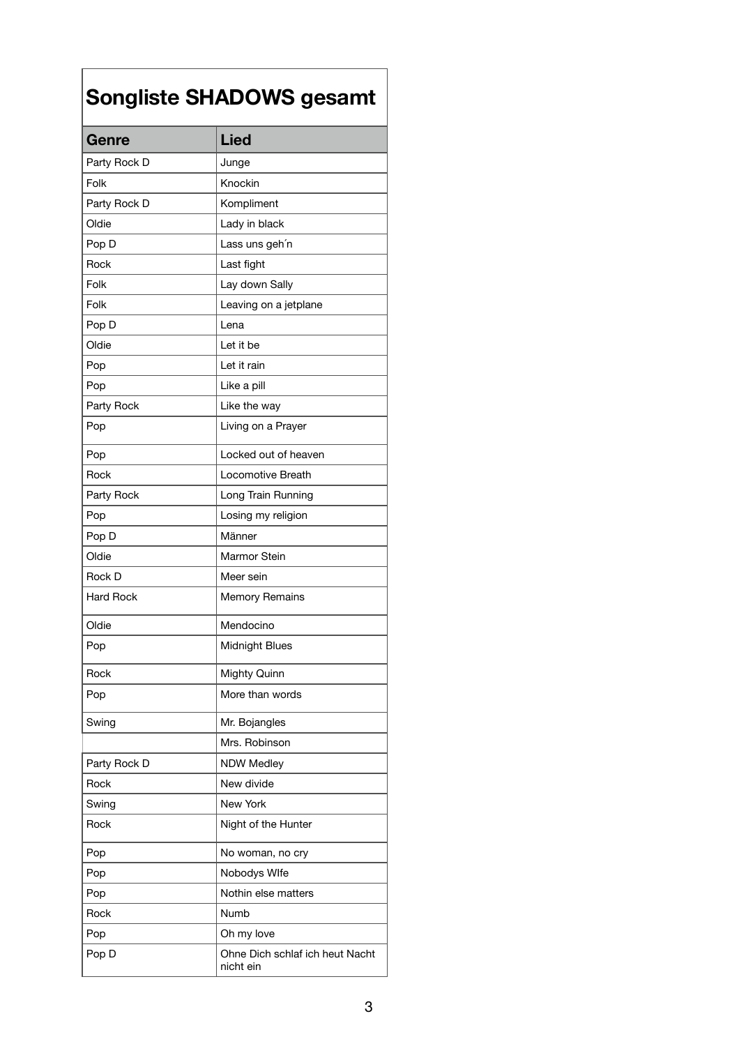| Songliste SHADOWS gesamt | |
|---|---|
| **Genre** | **Lied** |
| Party Rock D | Junge |
| Folk | Knockin |
| Party Rock D | Kompliment |
| Oldie | Lady in black |
| Pop D | Lass uns geh´n |
| Rock | Last fight |
| Folk | Lay down Sally |
| Folk | Leaving on a jetplane |
| Pop D | Lena |
| Oldie | Let it be |
| Pop | Let it rain |
| Pop | Like a pill |
| Party Rock | Like the way |
| Pop | Living on a Prayer |
| Pop | Locked out of heaven |
| Rock | Locomotive Breath |
| Party Rock | Long Train Running |
| Pop | Losing my religion |
| Pop D | Männer |
| Oldie | Marmor Stein |
| Rock D | Meer sein |
| Hard Rock | Memory Remains |
| Oldie | Mendocino |
| Pop | Midnight Blues |
| Rock | Mighty Quinn |
| Pop | More than words |
| Swing | Mr. Bojangles |
| | Mrs. Robinson |
| Party Rock D | NDW Medley |
| Rock | New divide |
| Swing | New York |
| Rock | Night of the Hunter |
| Pop | No woman, no cry |
| Pop | Nobodys WIfe |
| Pop | Nothin else matters |
| Rock | Numb |
| Pop | Oh my love |
| Pop D | Ohne Dich schlaf ich heut Nacht nicht ein |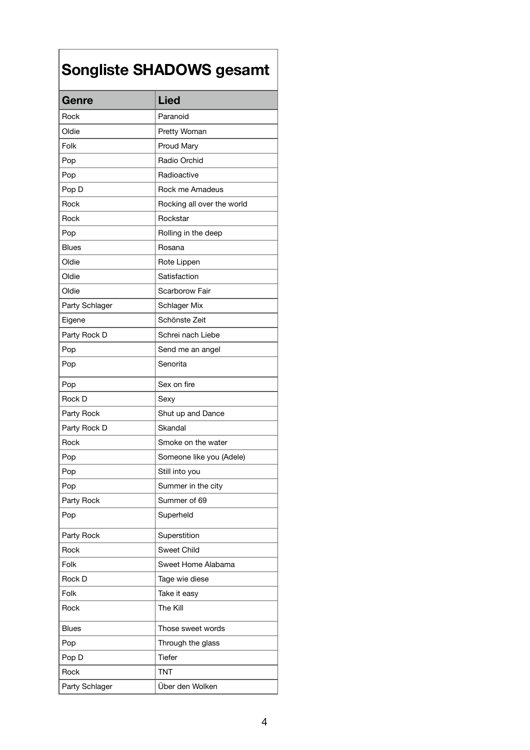## Songliste SHADOWS gesamt

| Genre | Lied |
|---|---|
| Rock | Paranoid |
| Oldie | Pretty Woman |
| Folk | Proud Mary |
| Pop | Radio Orchid |
| Pop | Radioactive |
| Pop D | Rock me Amadeus |
| Rock | Rocking all over the world |
| Rock | Rockstar |
| Pop | Rolling in the deep |
| Blues | Rosana |
| Oldie | Rote Lippen |
| Oldie | Satisfaction |
| Oldie | Scarborow Fair |
| Party Schlager | Schlager Mix |
| Eigene | Schönste Zeit |
| Party Rock D | Schrei nach Liebe |
| Pop | Send me an angel |
| Pop | Senorita |
| Pop | Sex on fire |
| Rock D | Sexy |
| Party Rock | Shut up and Dance |
| Party Rock D | Skandal |
| Rock | Smoke on the water |
| Pop | Someone like you (Adele) |
| Pop | Still into you |
| Pop | Summer in the city |
| Party Rock | Summer of 69 |
| Pop | Superheld |
| Party Rock | Superstition |
| Rock | Sweet Child |
| Folk | Sweet Home Alabama |
| Rock D | Tage wie diese |
| Folk | Take it easy |
| Rock | The Kill |
| Blues | Those sweet words |
| Pop | Through the glass |
| Pop D | Tiefer |
| Rock | TNT |
| Party Schlager | Über den Wolken |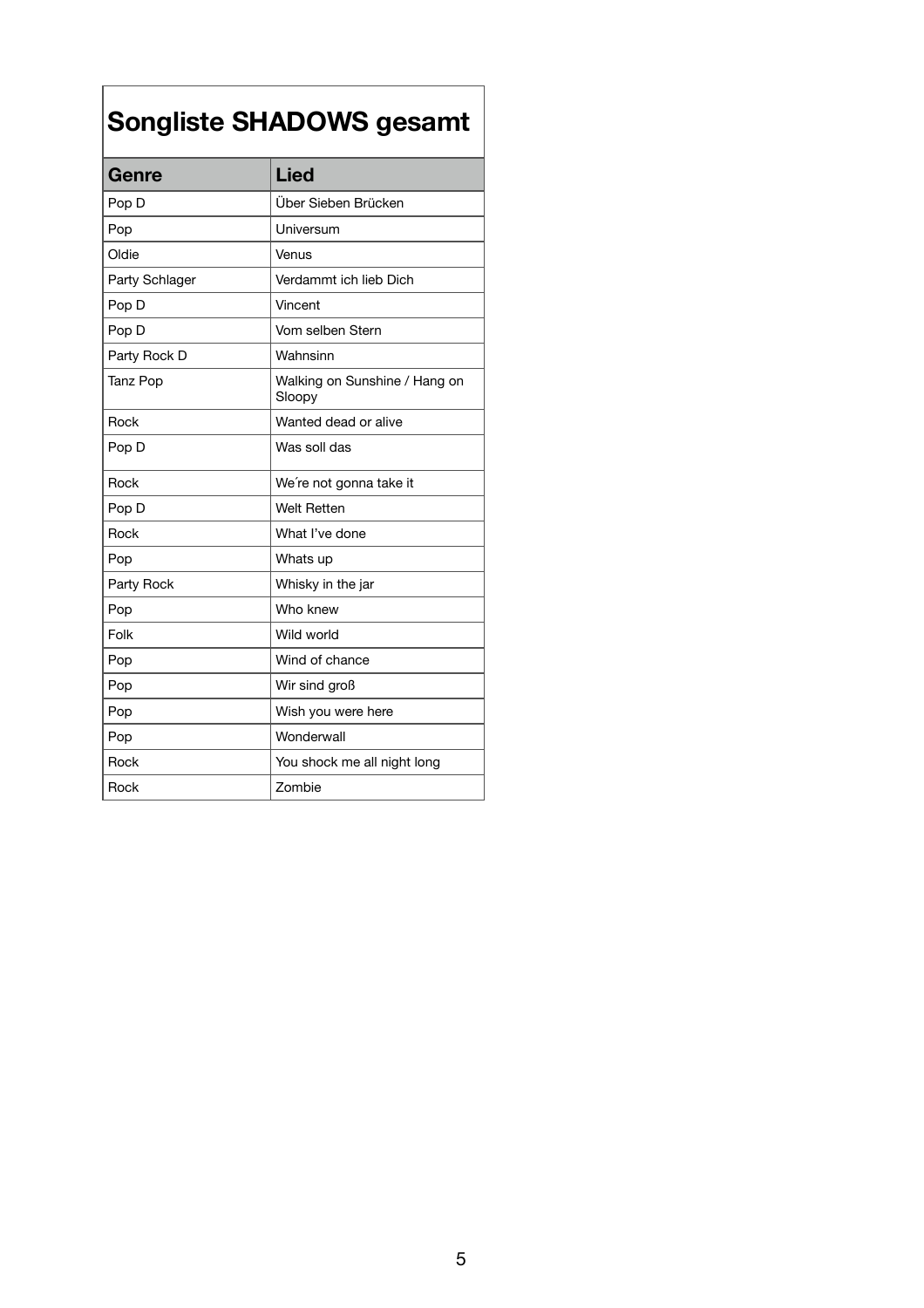# Songliste SHADOWS gesamt

| Genre | Lied |
|---|---|
| Pop D | Über Sieben Brücken |
| Pop | Universum |
| Oldie | Venus |
| Party Schlager | Verdammt ich lieb Dich |
| Pop D | Vincent |
| Pop D | Vom selben Stern |
| Party Rock D | Wahnsinn |
| Tanz Pop | Walking on Sunshine / Hang on Sloopy |
| Rock | Wanted dead or alive |
| Pop D | Was soll das |
| Rock | We´re not gonna take it |
| Pop D | Welt Retten |
| Rock | What I've done |
| Pop | Whats up |
| Party Rock | Whisky in the jar |
| Pop | Who knew |
| Folk | Wild world |
| Pop | Wind of chance |
| Pop | Wir sind groß |
| Pop | Wish you were here |
| Pop | Wonderwall |
| Rock | You shock me all night long |
| Rock | Zombie |